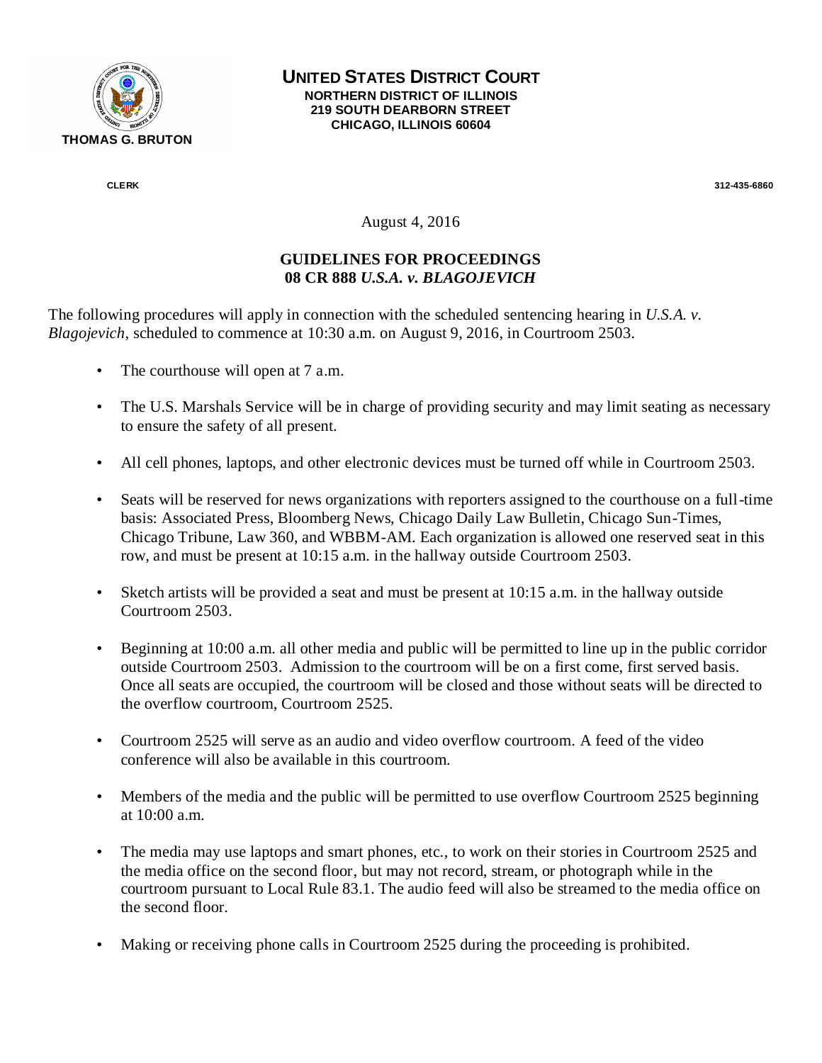THOMAS G. BRUTON

CLERK

# UNITED STATES DISTRICT COURT

**NORTHERN DISTRICT OF ILLINOIS**
**219 SOUTH DEARBORN STREET**
**CHICAGO, ILLINOIS 60604**

312-435-6860

August 4, 2016

## GUIDELINES FOR PROCEEDINGS
## 08 CR 888 *U.S.A. v. BLAGOJEVICH*

The following procedures will apply in connection with the scheduled sentencing hearing in *U.S.A. v. Blagojevich,* scheduled to commence at 10:30 a.m. on August 9, 2016, in Courtroom 2503.

- The courthouse will open at 7 a.m.
- The U.S. Marshals Service will be in charge of providing security and may limit seating as necessary to ensure the safety of all present.
- All cell phones, laptops, and other electronic devices must be turned off while in Courtroom 2503.
- Seats will be reserved for news organizations with reporters assigned to the courthouse on a full-time basis: Associated Press, Bloomberg News, Chicago Daily Law Bulletin, Chicago Sun-Times, Chicago Tribune, Law 360, and WBBM-AM. Each organization is allowed one reserved seat in this row, and must be present at 10:15 a.m. in the hallway outside Courtroom 2503.
- Sketch artists will be provided a seat and must be present at 10:15 a.m. in the hallway outside Courtroom 2503.
- Beginning at 10:00 a.m. all other media and public will be permitted to line up in the public corridor outside Courtroom 2503. Admission to the courtroom will be on a first come, first served basis. Once all seats are occupied, the courtroom will be closed and those without seats will be directed to the overflow courtroom, Courtroom 2525.
- Courtroom 2525 will serve as an audio and video overflow courtroom. A feed of the video conference will also be available in this courtroom.
- Members of the media and the public will be permitted to use overflow Courtroom 2525 beginning at 10:00 a.m.
- The media may use laptops and smart phones, etc., to work on their stories in Courtroom 2525 and the media office on the second floor, but may not record, stream, or photograph while in the courtroom pursuant to Local Rule 83.1. The audio feed will also be streamed to the media office on the second floor.
- Making or receiving phone calls in Courtroom 2525 during the proceeding is prohibited.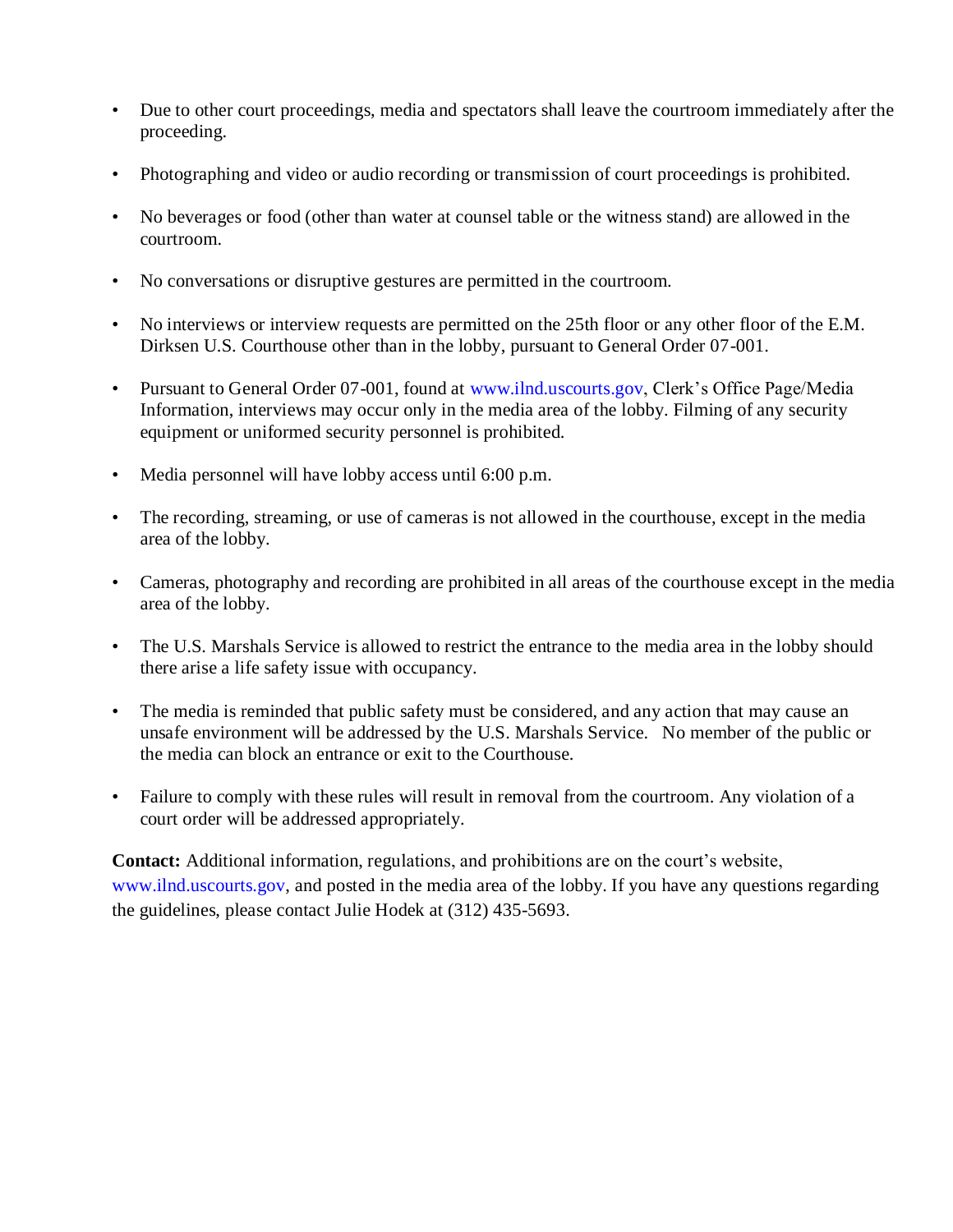- Due to other court proceedings, media and spectators shall leave the courtroom immediately after the proceeding.

- Photographing and video or audio recording or transmission of court proceedings is prohibited.

- No beverages or food (other than water at counsel table or the witness stand) are allowed in the courtroom.

- No conversations or disruptive gestures are permitted in the courtroom.

- No interviews or interview requests are permitted on the 25th floor or any other floor of the E.M. Dirksen U.S. Courthouse other than in the lobby, pursuant to General Order 07-001.

- Pursuant to General Order 07-001, found at www.ilnd.uscourts.gov, Clerk's Office Page/Media Information, interviews may occur only in the media area of the lobby. Filming of any security equipment or uniformed security personnel is prohibited.

- Media personnel will have lobby access until 6:00 p.m.

- The recording, streaming, or use of cameras is not allowed in the courthouse, except in the media area of the lobby.

- Cameras, photography and recording are prohibited in all areas of the courthouse except in the media area of the lobby.

- The U.S. Marshals Service is allowed to restrict the entrance to the media area in the lobby should there arise a life safety issue with occupancy.

- The media is reminded that public safety must be considered, and any action that may cause an unsafe environment will be addressed by the U.S. Marshals Service. No member of the public or the media can block an entrance or exit to the Courthouse.

- Failure to comply with these rules will result in removal from the courtroom. Any violation of a court order will be addressed appropriately.

**Contact:** Additional information, regulations, and prohibitions are on the court's website, www.ilnd.uscourts.gov, and posted in the media area of the lobby. If you have any questions regarding the guidelines, please contact Julie Hodek at (312) 435-5693.